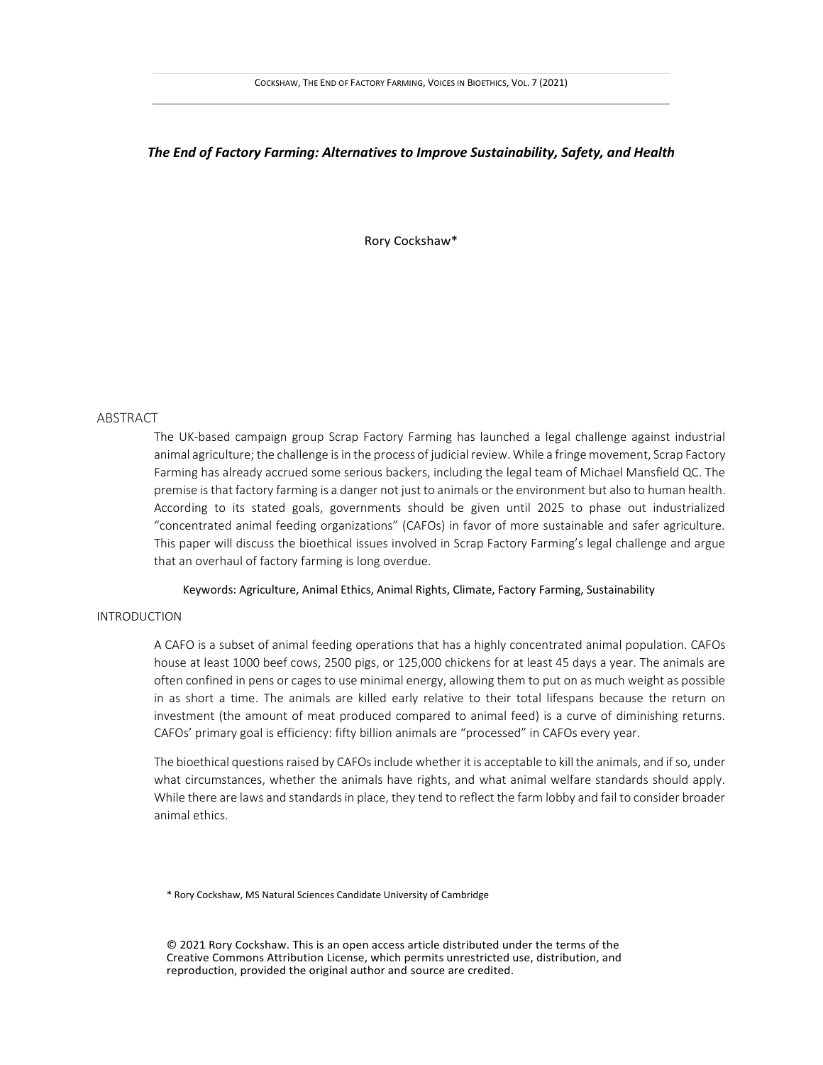# *The End of Factory Farming: Alternatives to Improve Sustainability, Safety, and Health*

Rory Cockshaw*

## ABSTRACT

The UK-based campaign group Scrap Factory Farming has launched a legal challenge against industrial animal agriculture; the challenge is in the process of judicial review. While a fringe movement, Scrap Factory Farming has already accrued some serious backers, including the legal team of Michael Mansfield QC. The premise is that factory farming is a danger not just to animals or the environment but also to human health. According to its stated goals, governments should be given until 2025 to phase out industrialized "concentrated animal feeding organizations" (CAFOs) in favor of more sustainable and safer agriculture. This paper will discuss the bioethical issues involved in Scrap Factory Farming's legal challenge and argue that an overhaul of factory farming is long overdue.

Keywords: Agriculture, Animal Ethics, Animal Rights, Climate, Factory Farming, Sustainability

## INTRODUCTION

A CAFO is a subset of animal feeding operations that has a highly concentrated animal population. CAFOs house at least 1000 beef cows, 2500 pigs, or 125,000 chickens for at least 45 days a year. The animals are often confined in pens or cages to use minimal energy, allowing them to put on as much weight as possible in as short a time. The animals are killed early relative to their total lifespans because the return on investment (the amount of meat produced compared to animal feed) is a curve of diminishing returns. CAFOs' primary goal is efficiency: fifty billion animals are "processed" in CAFOs every year.

The bioethical questions raised by CAFOs include whether it is acceptable to kill the animals, and if so, under what circumstances, whether the animals have rights, and what animal welfare standards should apply. While there are laws and standards in place, they tend to reflect the farm lobby and fail to consider broader animal ethics.

\* Rory Cockshaw, MS Natural Sciences Candidate University of Cambridge

© 2021 Rory Cockshaw. This is an open access article distributed under the terms of the Creative Commons Attribution License, which permits unrestricted use, distribution, and reproduction, provided the original author and source are credited.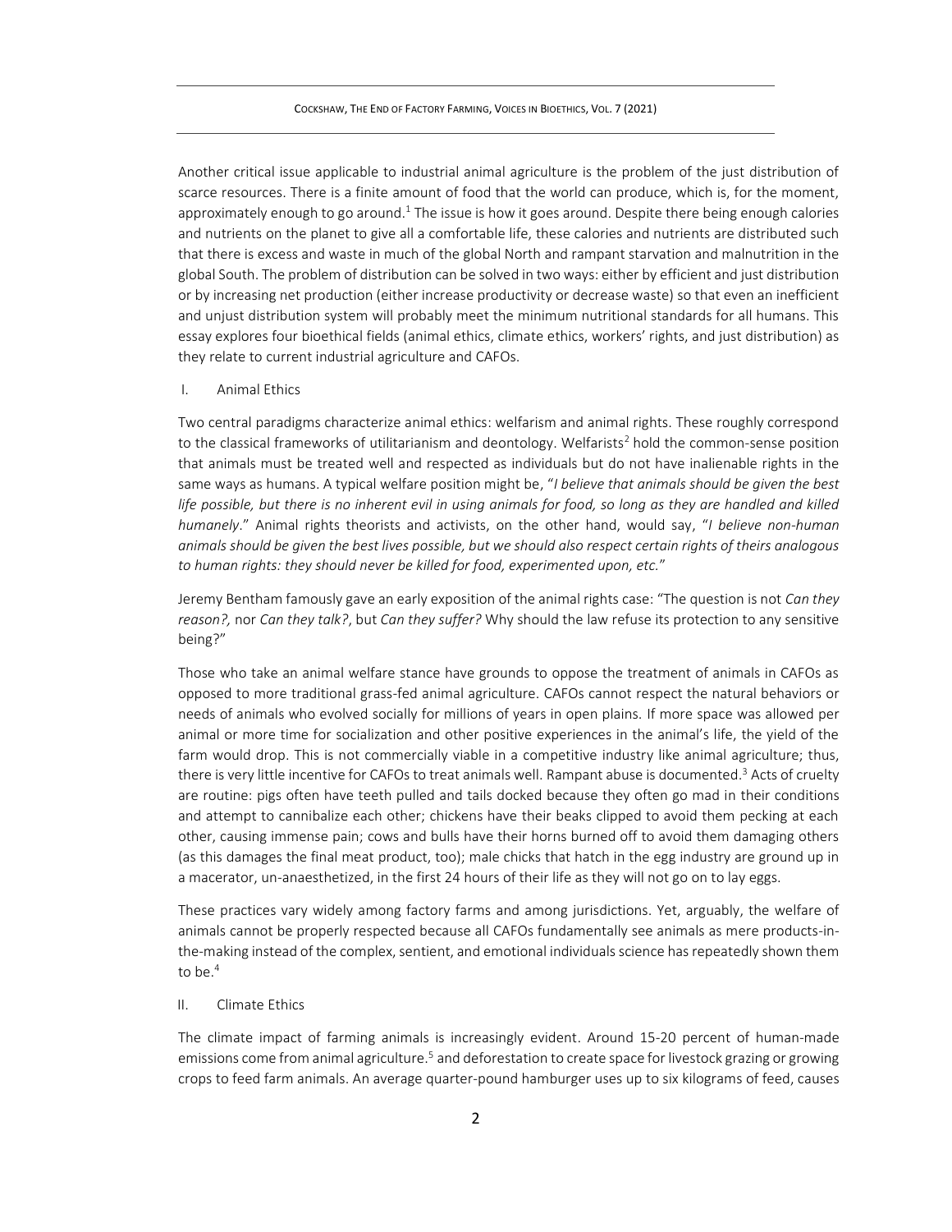Another critical issue applicable to industrial animal agriculture is the problem of the just distribution of scarce resources. There is a finite amount of food that the world can produce, which is, for the moment, approximately enough to go around.[1] The issue is how it goes around. Despite there being enough calories and nutrients on the planet to give all a comfortable life, these calories and nutrients are distributed such that there is excess and waste in much of the global North and rampant starvation and malnutrition in the global South. The problem of distribution can be solved in two ways: either by efficient and just distribution or by increasing net production (either increase productivity or decrease waste) so that even an inefficient and unjust distribution system will probably meet the minimum nutritional standards for all humans. This essay explores four bioethical fields (animal ethics, climate ethics, workers' rights, and just distribution) as they relate to current industrial agriculture and CAFOs.

## I. Animal Ethics

Two central paradigms characterize animal ethics: welfarism and animal rights. These roughly correspond to the classical frameworks of utilitarianism and deontology. Welfarists[2] hold the common-sense position that animals must be treated well and respected as individuals but do not have inalienable rights in the same ways as humans. A typical welfare position might be, "*I believe that animals should be given the best life possible, but there is no inherent evil in using animals for food, so long as they are handled and killed humanely*." Animal rights theorists and activists, on the other hand, would say, "*I believe non-human animals should be given the best lives possible, but we should also respect certain rights of theirs analogous to human rights: they should never be killed for food, experimented upon, etc.*"

Jeremy Bentham famously gave an early exposition of the animal rights case: "The question is not *Can they reason?,* nor *Can they talk?*, but *Can they suffer?* Why should the law refuse its protection to any sensitive being?"

Those who take an animal welfare stance have grounds to oppose the treatment of animals in CAFOs as opposed to more traditional grass-fed animal agriculture. CAFOs cannot respect the natural behaviors or needs of animals who evolved socially for millions of years in open plains. If more space was allowed per animal or more time for socialization and other positive experiences in the animal's life, the yield of the farm would drop. This is not commercially viable in a competitive industry like animal agriculture; thus, there is very little incentive for CAFOs to treat animals well. Rampant abuse is documented.[3] Acts of cruelty are routine: pigs often have teeth pulled and tails docked because they often go mad in their conditions and attempt to cannibalize each other; chickens have their beaks clipped to avoid them pecking at each other, causing immense pain; cows and bulls have their horns burned off to avoid them damaging others (as this damages the final meat product, too); male chicks that hatch in the egg industry are ground up in a macerator, un-anaesthetized, in the first 24 hours of their life as they will not go on to lay eggs.

These practices vary widely among factory farms and among jurisdictions. Yet, arguably, the welfare of animals cannot be properly respected because all CAFOs fundamentally see animals as mere products-in-the-making instead of the complex, sentient, and emotional individuals science has repeatedly shown them to be.[4]

## II. Climate Ethics

The climate impact of farming animals is increasingly evident. Around 15-20 percent of human-made emissions come from animal agriculture.[5] and deforestation to create space for livestock grazing or growing crops to feed farm animals. An average quarter-pound hamburger uses up to six kilograms of feed, causes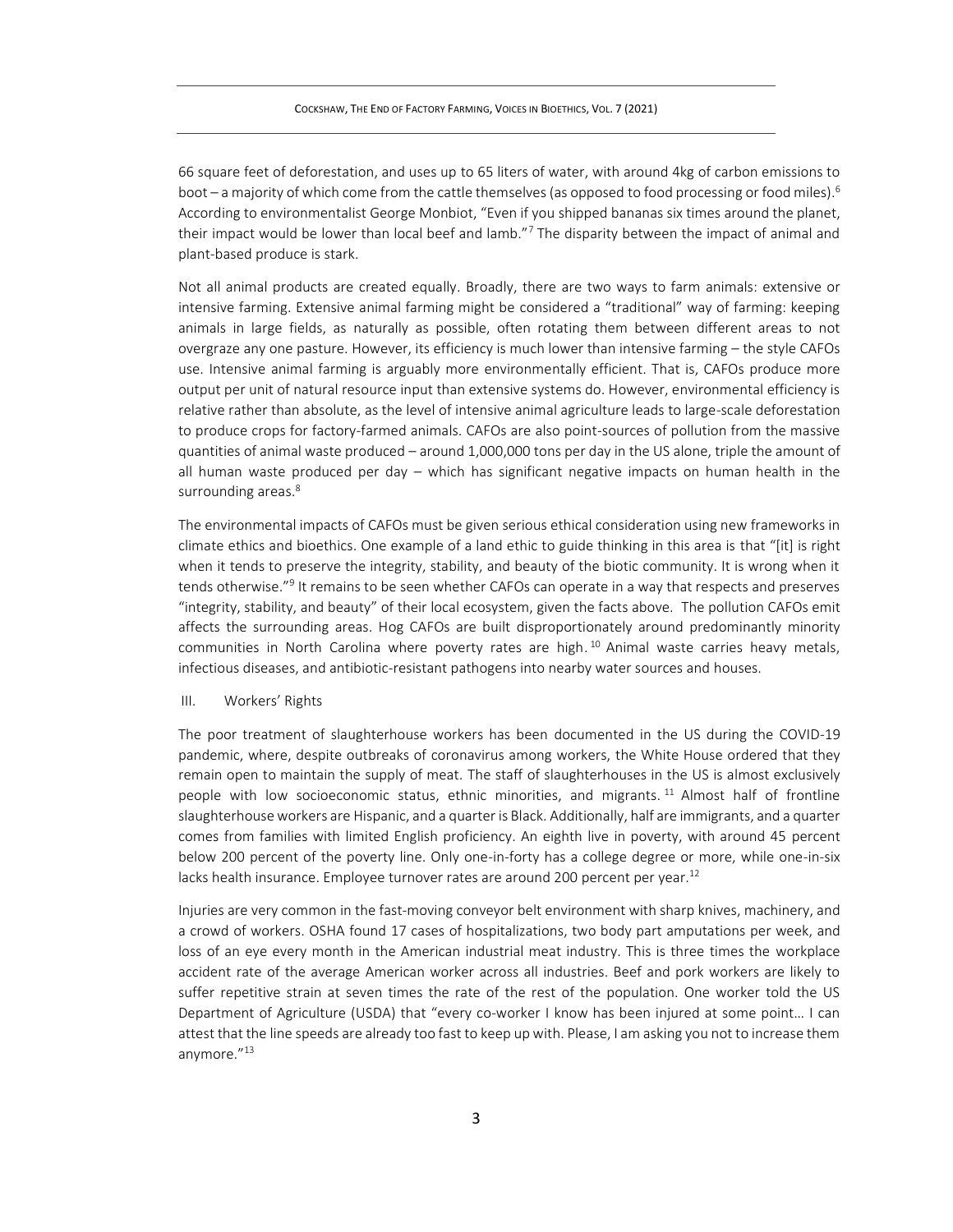66 square feet of deforestation, and uses up to 65 liters of water, with around 4kg of carbon emissions to boot – a majority of which come from the cattle themselves (as opposed to food processing or food miles).[6] According to environmentalist George Monbiot, "Even if you shipped bananas six times around the planet, their impact would be lower than local beef and lamb."[7] The disparity between the impact of animal and plant-based produce is stark.

Not all animal products are created equally. Broadly, there are two ways to farm animals: extensive or intensive farming. Extensive animal farming might be considered a "traditional" way of farming: keeping animals in large fields, as naturally as possible, often rotating them between different areas to not overgraze any one pasture. However, its efficiency is much lower than intensive farming – the style CAFOs use. Intensive animal farming is arguably more environmentally efficient. That is, CAFOs produce more output per unit of natural resource input than extensive systems do. However, environmental efficiency is relative rather than absolute, as the level of intensive animal agriculture leads to large-scale deforestation to produce crops for factory-farmed animals. CAFOs are also point-sources of pollution from the massive quantities of animal waste produced – around 1,000,000 tons per day in the US alone, triple the amount of all human waste produced per day – which has significant negative impacts on human health in the surrounding areas.[8]

The environmental impacts of CAFOs must be given serious ethical consideration using new frameworks in climate ethics and bioethics. One example of a land ethic to guide thinking in this area is that "[it] is right when it tends to preserve the integrity, stability, and beauty of the biotic community. It is wrong when it tends otherwise."[9] It remains to be seen whether CAFOs can operate in a way that respects and preserves "integrity, stability, and beauty" of their local ecosystem, given the facts above. The pollution CAFOs emit affects the surrounding areas. Hog CAFOs are built disproportionately around predominantly minority communities in North Carolina where poverty rates are high.[10] Animal waste carries heavy metals, infectious diseases, and antibiotic-resistant pathogens into nearby water sources and houses.

## III. Workers' Rights

The poor treatment of slaughterhouse workers has been documented in the US during the COVID-19 pandemic, where, despite outbreaks of coronavirus among workers, the White House ordered that they remain open to maintain the supply of meat. The staff of slaughterhouses in the US is almost exclusively people with low socioeconomic status, ethnic minorities, and migrants.[11] Almost half of frontline slaughterhouse workers are Hispanic, and a quarter is Black. Additionally, half are immigrants, and a quarter comes from families with limited English proficiency. An eighth live in poverty, with around 45 percent below 200 percent of the poverty line. Only one-in-forty has a college degree or more, while one-in-six lacks health insurance. Employee turnover rates are around 200 percent per year.[12]

Injuries are very common in the fast-moving conveyor belt environment with sharp knives, machinery, and a crowd of workers. OSHA found 17 cases of hospitalizations, two body part amputations per week, and loss of an eye every month in the American industrial meat industry. This is three times the workplace accident rate of the average American worker across all industries. Beef and pork workers are likely to suffer repetitive strain at seven times the rate of the rest of the population. One worker told the US Department of Agriculture (USDA) that "every co-worker I know has been injured at some point… I can attest that the line speeds are already too fast to keep up with. Please, I am asking you not to increase them anymore."[13]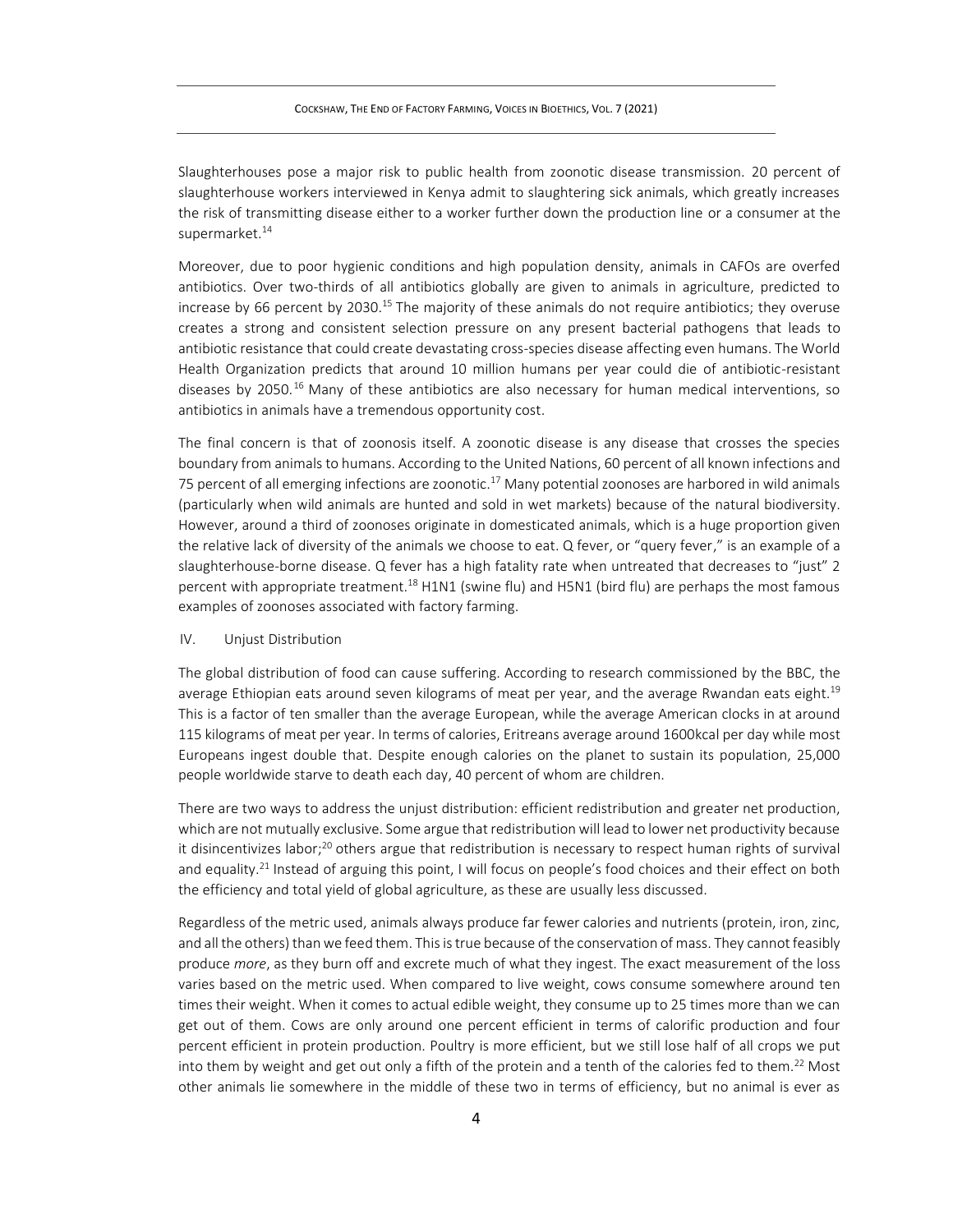Slaughterhouses pose a major risk to public health from zoonotic disease transmission. 20 percent of slaughterhouse workers interviewed in Kenya admit to slaughtering sick animals, which greatly increases the risk of transmitting disease either to a worker further down the production line or a consumer at the supermarket.[14]

Moreover, due to poor hygienic conditions and high population density, animals in CAFOs are overfed antibiotics. Over two-thirds of all antibiotics globally are given to animals in agriculture, predicted to increase by 66 percent by 2030.[15] The majority of these animals do not require antibiotics; they overuse creates a strong and consistent selection pressure on any present bacterial pathogens that leads to antibiotic resistance that could create devastating cross-species disease affecting even humans. The World Health Organization predicts that around 10 million humans per year could die of antibiotic-resistant diseases by 2050.[16] Many of these antibiotics are also necessary for human medical interventions, so antibiotics in animals have a tremendous opportunity cost.

The final concern is that of zoonosis itself. A zoonotic disease is any disease that crosses the species boundary from animals to humans. According to the United Nations, 60 percent of all known infections and 75 percent of all emerging infections are zoonotic.[17] Many potential zoonoses are harbored in wild animals (particularly when wild animals are hunted and sold in wet markets) because of the natural biodiversity. However, around a third of zoonoses originate in domesticated animals, which is a huge proportion given the relative lack of diversity of the animals we choose to eat. Q fever, or "query fever," is an example of a slaughterhouse-borne disease. Q fever has a high fatality rate when untreated that decreases to "just" 2 percent with appropriate treatment.[18] H1N1 (swine flu) and H5N1 (bird flu) are perhaps the most famous examples of zoonoses associated with factory farming.

## IV. Unjust Distribution

The global distribution of food can cause suffering. According to research commissioned by the BBC, the average Ethiopian eats around seven kilograms of meat per year, and the average Rwandan eats eight.[19] This is a factor of ten smaller than the average European, while the average American clocks in at around 115 kilograms of meat per year. In terms of calories, Eritreans average around 1600kcal per day while most Europeans ingest double that. Despite enough calories on the planet to sustain its population, 25,000 people worldwide starve to death each day, 40 percent of whom are children.

There are two ways to address the unjust distribution: efficient redistribution and greater net production, which are not mutually exclusive. Some argue that redistribution will lead to lower net productivity because it disincentivizes labor;[20] others argue that redistribution is necessary to respect human rights of survival and equality.[21] Instead of arguing this point, I will focus on people's food choices and their effect on both the efficiency and total yield of global agriculture, as these are usually less discussed.

Regardless of the metric used, animals always produce far fewer calories and nutrients (protein, iron, zinc, and all the others) than we feed them. This is true because of the conservation of mass. They cannot feasibly produce *more*, as they burn off and excrete much of what they ingest. The exact measurement of the loss varies based on the metric used. When compared to live weight, cows consume somewhere around ten times their weight. When it comes to actual edible weight, they consume up to 25 times more than we can get out of them. Cows are only around one percent efficient in terms of calorific production and four percent efficient in protein production. Poultry is more efficient, but we still lose half of all crops we put into them by weight and get out only a fifth of the protein and a tenth of the calories fed to them.[22] Most other animals lie somewhere in the middle of these two in terms of efficiency, but no animal is ever as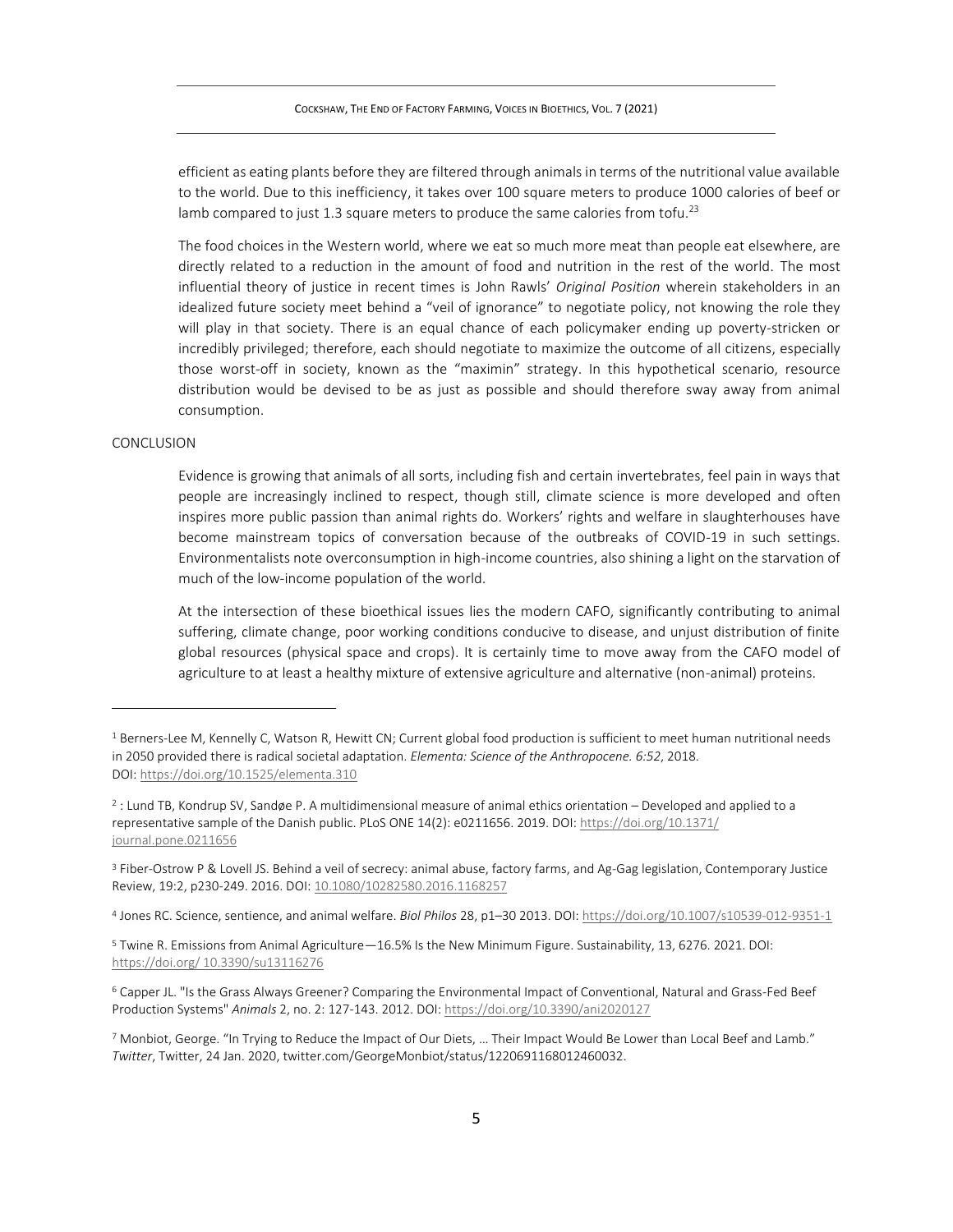efficient as eating plants before they are filtered through animals in terms of the nutritional value available to the world. Due to this inefficiency, it takes over 100 square meters to produce 1000 calories of beef or lamb compared to just 1.3 square meters to produce the same calories from tofu.[23]

The food choices in the Western world, where we eat so much more meat than people eat elsewhere, are directly related to a reduction in the amount of food and nutrition in the rest of the world. The most influential theory of justice in recent times is John Rawls' *Original Position* wherein stakeholders in an idealized future society meet behind a "veil of ignorance" to negotiate policy, not knowing the role they will play in that society. There is an equal chance of each policymaker ending up poverty-stricken or incredibly privileged; therefore, each should negotiate to maximize the outcome of all citizens, especially those worst-off in society, known as the "maximin" strategy. In this hypothetical scenario, resource distribution would be devised to be as just as possible and should therefore sway away from animal consumption.

## CONCLUSION

Evidence is growing that animals of all sorts, including fish and certain invertebrates, feel pain in ways that people are increasingly inclined to respect, though still, climate science is more developed and often inspires more public passion than animal rights do. Workers' rights and welfare in slaughterhouses have become mainstream topics of conversation because of the outbreaks of COVID-19 in such settings. Environmentalists note overconsumption in high-income countries, also shining a light on the starvation of much of the low-income population of the world.

At the intersection of these bioethical issues lies the modern CAFO, significantly contributing to animal suffering, climate change, poor working conditions conducive to disease, and unjust distribution of finite global resources (physical space and crops). It is certainly time to move away from the CAFO model of agriculture to at least a healthy mixture of extensive agriculture and alternative (non-animal) proteins.

---

[1] Berners-Lee M, Kennelly C, Watson R, Hewitt CN; Current global food production is sufficient to meet human nutritional needs in 2050 provided there is radical societal adaptation. *Elementa: Science of the Anthropocene. 6:52*, 2018. DOI: https://doi.org/10.1525/elementa.310

[2] : Lund TB, Kondrup SV, Sandøe P. A multidimensional measure of animal ethics orientation – Developed and applied to a representative sample of the Danish public. PLoS ONE 14(2): e0211656. 2019. DOI: https://doi.org/10.1371/journal.pone.0211656

[3] Fiber-Ostrow P & Lovell JS. Behind a veil of secrecy: animal abuse, factory farms, and Ag-Gag legislation, Contemporary Justice Review, 19:2, p230-249. 2016. DOI: 10.1080/10282580.2016.1168257

[4] Jones RC. Science, sentience, and animal welfare. *Biol Philos* 28, p1–30 2013. DOI: https://doi.org/10.1007/s10539-012-9351-1

[5] Twine R. Emissions from Animal Agriculture—16.5% Is the New Minimum Figure. Sustainability, 13, 6276. 2021. DOI: https://doi.org/ 10.3390/su13116276

[6] Capper JL. "Is the Grass Always Greener? Comparing the Environmental Impact of Conventional, Natural and Grass-Fed Beef Production Systems" *Animals* 2, no. 2: 127-143. 2012. DOI: https://doi.org/10.3390/ani2020127

[7] Monbiot, George. "In Trying to Reduce the Impact of Our Diets, … Their Impact Would Be Lower than Local Beef and Lamb." *Twitter*, Twitter, 24 Jan. 2020, twitter.com/GeorgeMonbiot/status/1220691168012460032.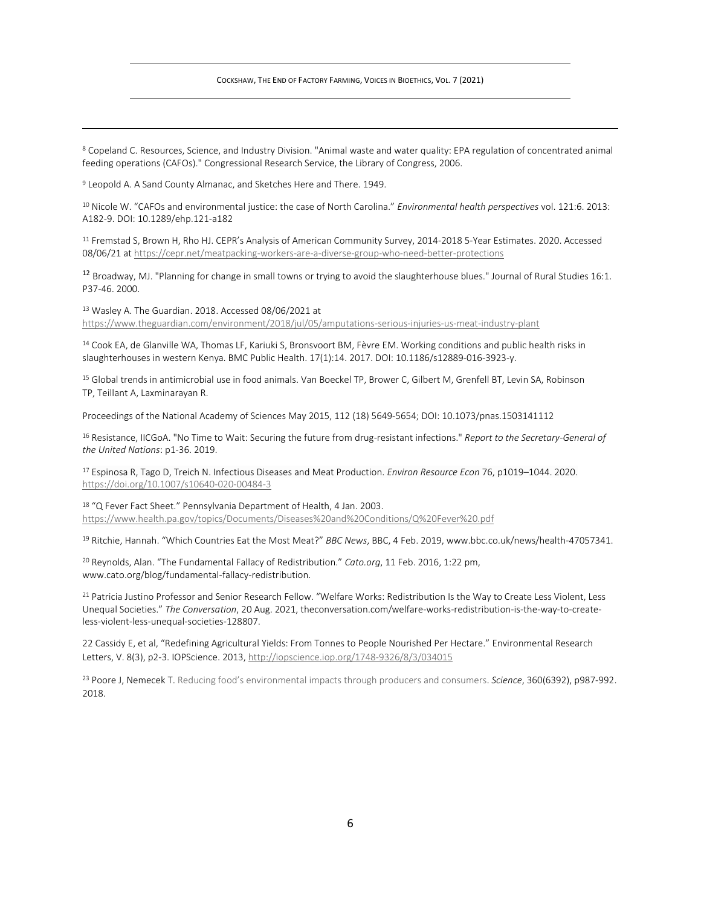[8] Copeland C. Resources, Science, and Industry Division. "Animal waste and water quality: EPA regulation of concentrated animal feeding operations (CAFOs)." Congressional Research Service, the Library of Congress, 2006.

[9] Leopold A. A Sand County Almanac, and Sketches Here and There. 1949.

[10] Nicole W. "CAFOs and environmental justice: the case of North Carolina." *Environmental health perspectives* vol. 121:6. 2013: A182-9. DOI: 10.1289/ehp.121-a182

[11] Fremstad S, Brown H, Rho HJ. CEPR's Analysis of American Community Survey, 2014-2018 5-Year Estimates. 2020. Accessed 08/06/21 at https://cepr.net/meatpacking-workers-are-a-diverse-group-who-need-better-protections

[12] Broadway, MJ. "Planning for change in small towns or trying to avoid the slaughterhouse blues." Journal of Rural Studies 16:1. P37-46. 2000.

[13] Wasley A. The Guardian. 2018. Accessed 08/06/2021 at https://www.theguardian.com/environment/2018/jul/05/amputations-serious-injuries-us-meat-industry-plant

[14] Cook EA, de Glanville WA, Thomas LF, Kariuki S, Bronsvoort BM, Fèvre EM. Working conditions and public health risks in slaughterhouses in western Kenya. BMC Public Health. 17(1):14. 2017. DOI: 10.1186/s12889-016-3923-y.

[15] Global trends in antimicrobial use in food animals. Van Boeckel TP, Brower C, Gilbert M, Grenfell BT, Levin SA, Robinson TP, Teillant A, Laxminarayan R.

Proceedings of the National Academy of Sciences May 2015, 112 (18) 5649-5654; DOI: 10.1073/pnas.1503141112

[16] Resistance, IICGoA. "No Time to Wait: Securing the future from drug-resistant infections." *Report to the Secretary-General of the United Nations*: p1-36. 2019.

[17] Espinosa R, Tago D, Treich N. Infectious Diseases and Meat Production. *Environ Resource Econ* 76, p1019–1044. 2020. https://doi.org/10.1007/s10640-020-00484-3

[18] "Q Fever Fact Sheet." Pennsylvania Department of Health, 4 Jan. 2003. https://www.health.pa.gov/topics/Documents/Diseases%20and%20Conditions/Q%20Fever%20.pdf

[19] Ritchie, Hannah. "Which Countries Eat the Most Meat?" *BBC News*, BBC, 4 Feb. 2019, www.bbc.co.uk/news/health-47057341.

[20] Reynolds, Alan. "The Fundamental Fallacy of Redistribution." *Cato.org*, 11 Feb. 2016, 1:22 pm, www.cato.org/blog/fundamental-fallacy-redistribution.

[21] Patricia Justino Professor and Senior Research Fellow. "Welfare Works: Redistribution Is the Way to Create Less Violent, Less Unequal Societies." *The Conversation*, 20 Aug. 2021, theconversation.com/welfare-works-redistribution-is-the-way-to-create-less-violent-less-unequal-societies-128807.

22 Cassidy E, et al, "Redefining Agricultural Yields: From Tonnes to People Nourished Per Hectare." Environmental Research Letters, V. 8(3), p2-3. IOPScience. 2013, http://iopscience.iop.org/1748-9326/8/3/034015

[23] Poore J, Nemecek T. Reducing food's environmental impacts through producers and consumers. *Science*, 360(6392), p987-992. 2018.